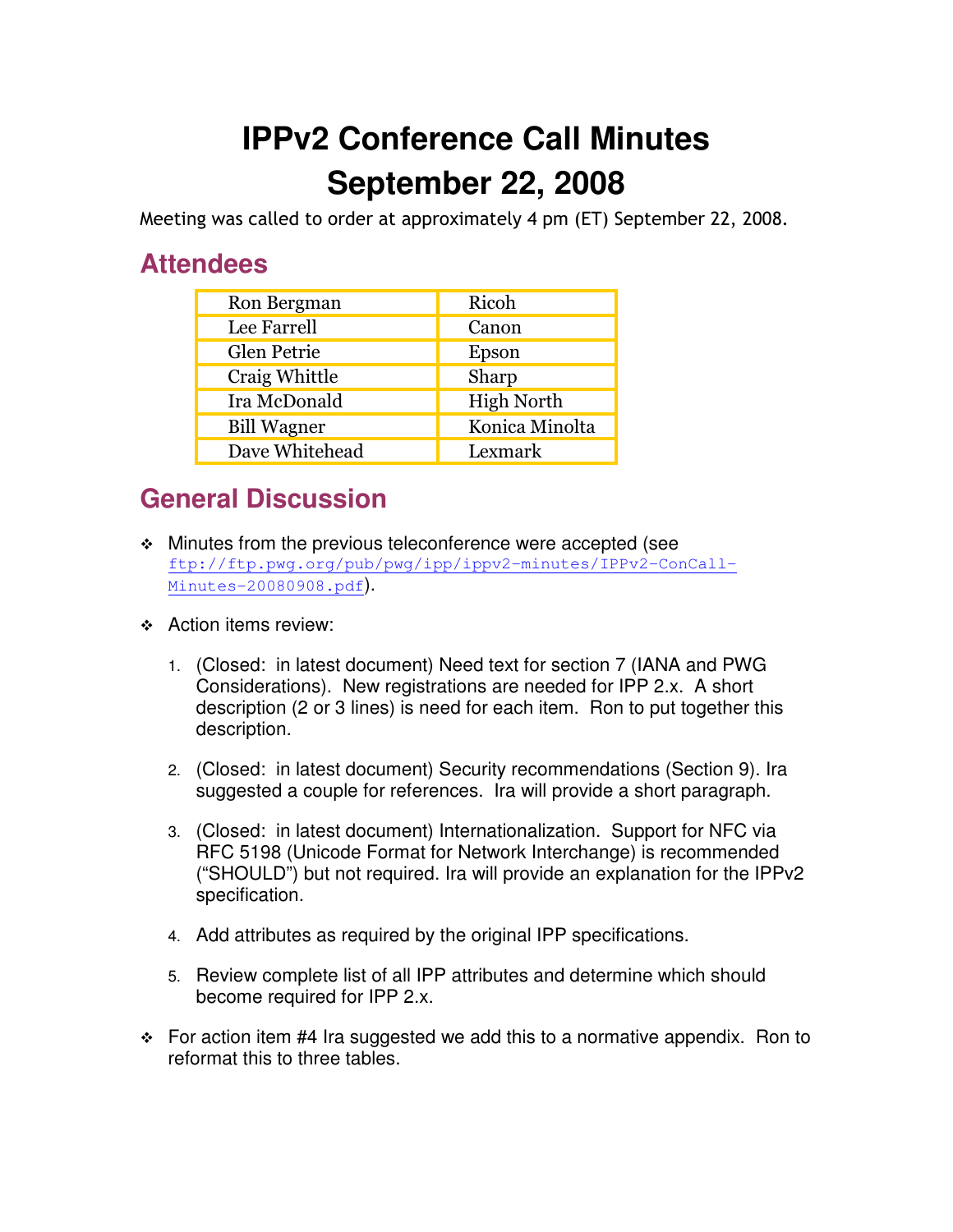# IPPv2 Conference Call Minutes
# September 22, 2008

Meeting was called to order at approximately 4 pm (ET) September 22, 2008.

## Attendees

| | |
|---|---|
| Ron Bergman | Ricoh |
| Lee Farrell | Canon |
| Glen Petrie | Epson |
| Craig Whittle | Sharp |
| Ira McDonald | High North |
| Bill Wagner | Konica Minolta |
| Dave Whitehead | Lexmark |

## General Discussion

- Minutes from the previous teleconference were accepted (see ftp://ftp.pwg.org/pub/pwg/ipp/ippv2-minutes/IPPv2-ConCall-Minutes-20080908.pdf).
- Action items review:
  1. (Closed: in latest document) Need text for section 7 (IANA and PWG Considerations). New registrations are needed for IPP 2.x. A short description (2 or 3 lines) is need for each item. Ron to put together this description.
  2. (Closed: in latest document) Security recommendations (Section 9). Ira suggested a couple for references. Ira will provide a short paragraph.
  3. (Closed: in latest document) Internationalization. Support for NFC via RFC 5198 (Unicode Format for Network Interchange) is recommended ("SHOULD") but not required. Ira will provide an explanation for the IPPv2 specification.
  4. Add attributes as required by the original IPP specifications.
  5. Review complete list of all IPP attributes and determine which should become required for IPP 2.x.
- For action item #4 Ira suggested we add this to a normative appendix. Ron to reformat this to three tables.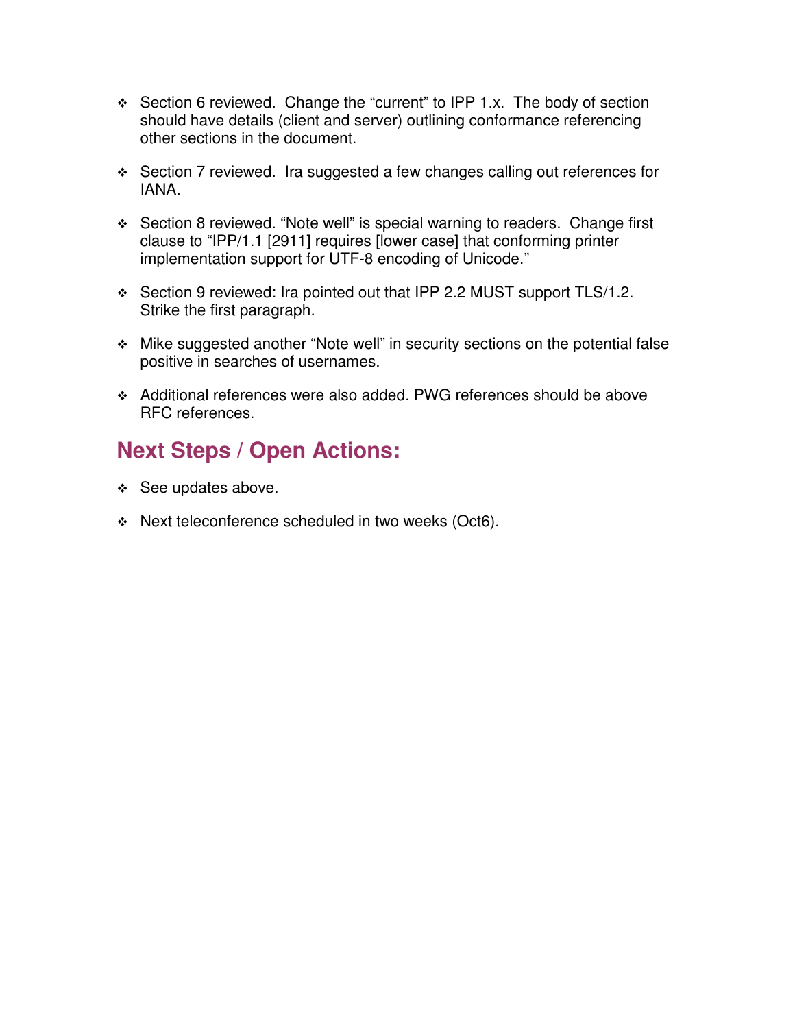- Section 6 reviewed. Change the "current" to IPP 1.x. The body of section should have details (client and server) outlining conformance referencing other sections in the document.

- Section 7 reviewed. Ira suggested a few changes calling out references for IANA.

- Section 8 reviewed. "Note well" is special warning to readers. Change first clause to "IPP/1.1 [2911] requires [lower case] that conforming printer implementation support for UTF-8 encoding of Unicode."

- Section 9 reviewed: Ira pointed out that IPP 2.2 MUST support TLS/1.2. Strike the first paragraph.

- Mike suggested another "Note well" in security sections on the potential false positive in searches of usernames.

- Additional references were also added. PWG references should be above RFC references.

## Next Steps / Open Actions:

- See updates above.

- Next teleconference scheduled in two weeks (Oct6).